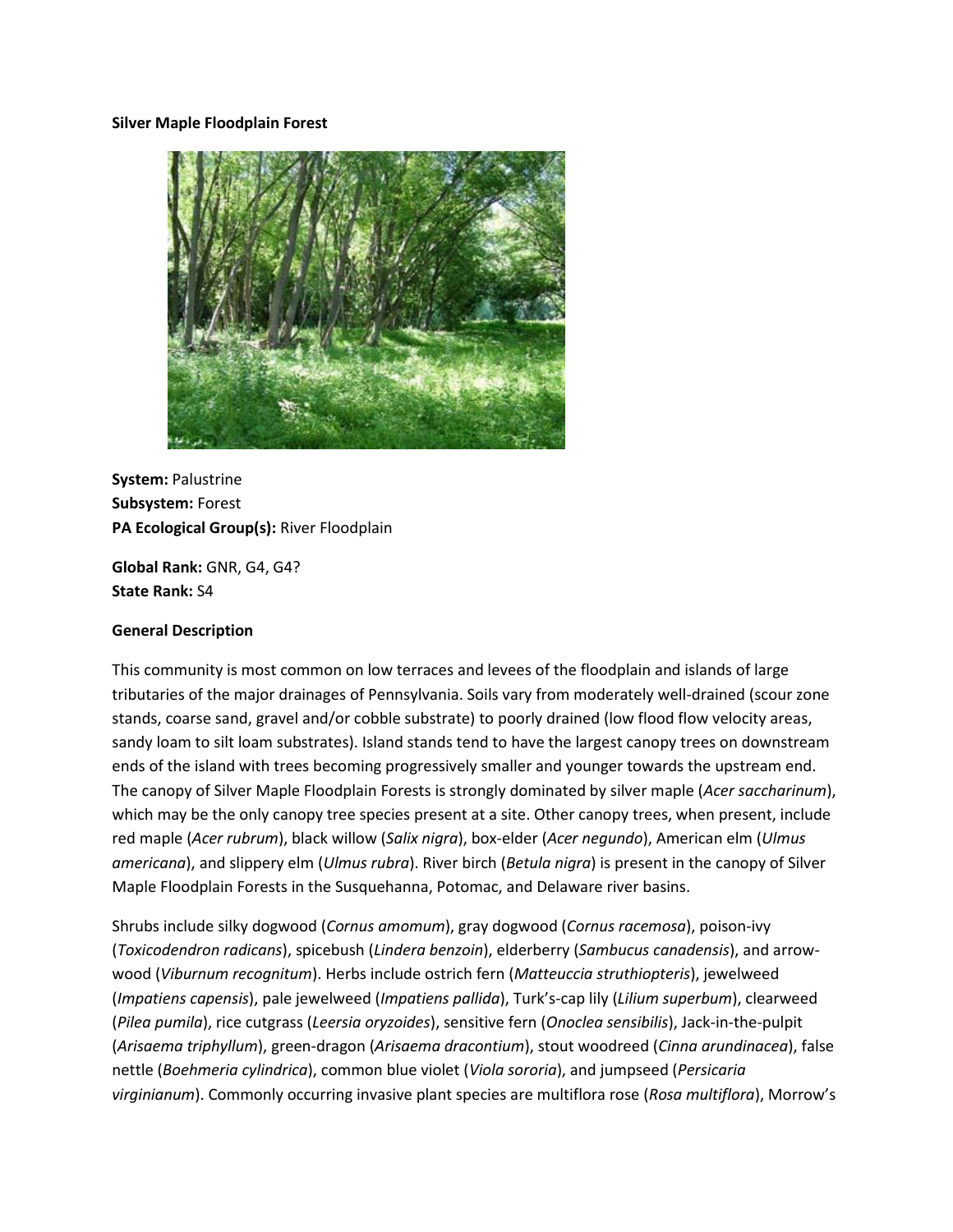**Silver Maple Floodplain Forest**

**System:** Palustrine
**Subsystem:** Forest
**PA Ecological Group(s):** River Floodplain

**Global Rank:** GNR, G4, G4?
**State Rank:** S4

**General Description**

This community is most common on low terraces and levees of the floodplain and islands of large tributaries of the major drainages of Pennsylvania. Soils vary from moderately well-drained (scour zone stands, coarse sand, gravel and/or cobble substrate) to poorly drained (low flood flow velocity areas, sandy loam to silt loam substrates). Island stands tend to have the largest canopy trees on downstream ends of the island with trees becoming progressively smaller and younger towards the upstream end. The canopy of Silver Maple Floodplain Forests is strongly dominated by silver maple (*Acer saccharinum*), which may be the only canopy tree species present at a site. Other canopy trees, when present, include red maple (*Acer rubrum*), black willow (*Salix nigra*), box-elder (*Acer negundo*), American elm (*Ulmus americana*), and slippery elm (*Ulmus rubra*). River birch (*Betula nigra*) is present in the canopy of Silver Maple Floodplain Forests in the Susquehanna, Potomac, and Delaware river basins.

Shrubs include silky dogwood (*Cornus amomum*), gray dogwood (*Cornus racemosa*), poison-ivy (*Toxicodendron radicans*), spicebush (*Lindera benzoin*), elderberry (*Sambucus canadensis*), and arrow-wood (*Viburnum recognitum*). Herbs include ostrich fern (*Matteuccia struthiopteris*), jewelweed (*Impatiens capensis*), pale jewelweed (*Impatiens pallida*), Turk's-cap lily (*Lilium superbum*), clearweed (*Pilea pumila*), rice cutgrass (*Leersia oryzoides*), sensitive fern (*Onoclea sensibilis*), Jack-in-the-pulpit (*Arisaema triphyllum*), green-dragon (*Arisaema dracontium*), stout woodreed (*Cinna arundinacea*), false nettle (*Boehmeria cylindrica*), common blue violet (*Viola sororia*), and jumpseed (*Persicaria virginianum*). Commonly occurring invasive plant species are multiflora rose (*Rosa multiflora*), Morrow's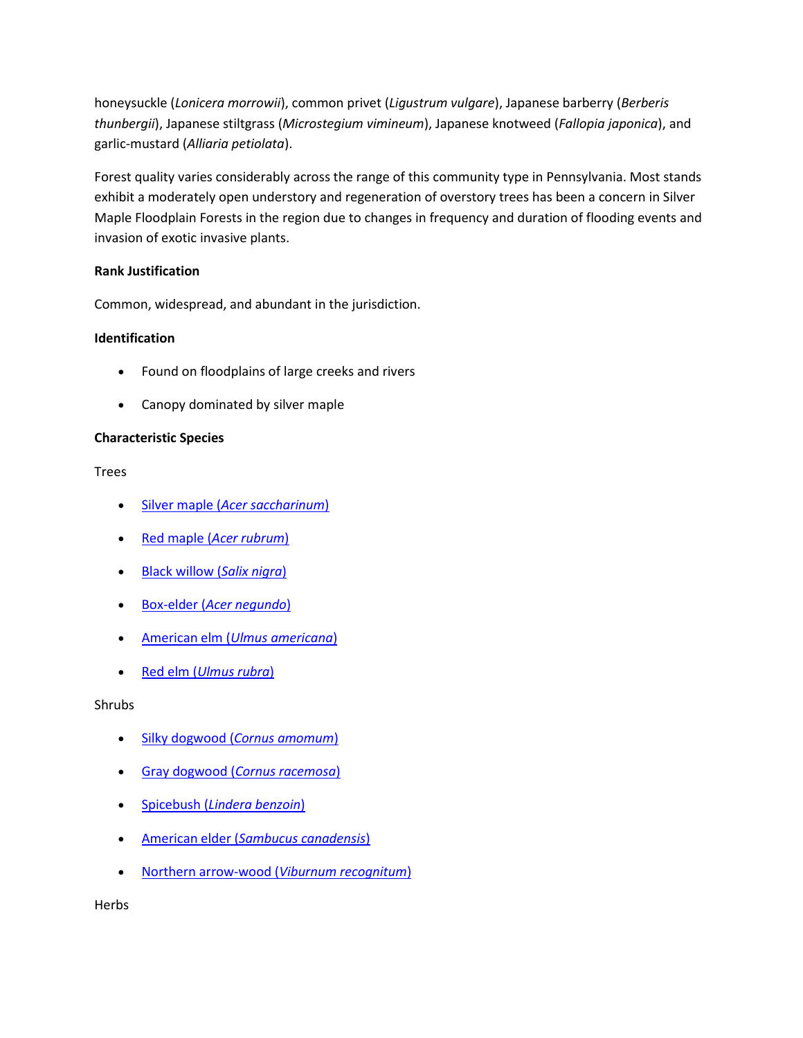honeysuckle (*Lonicera morrowii*), common privet (*Ligustrum vulgare*), Japanese barberry (*Berberis thunbergii*), Japanese stiltgrass (*Microstegium vimineum*), Japanese knotweed (*Fallopia japonica*), and garlic-mustard (*Alliaria petiolata*).

Forest quality varies considerably across the range of this community type in Pennsylvania. Most stands exhibit a moderately open understory and regeneration of overstory trees has been a concern in Silver Maple Floodplain Forests in the region due to changes in frequency and duration of flooding events and invasion of exotic invasive plants.

**Rank Justification**

Common, widespread, and abundant in the jurisdiction.

**Identification**

- Found on floodplains of large creeks and rivers
- Canopy dominated by silver maple

**Characteristic Species**

Trees

- Silver maple (*Acer saccharinum*)
- Red maple (*Acer rubrum*)
- Black willow (*Salix nigra*)
- Box-elder (*Acer negundo*)
- American elm (*Ulmus americana*)
- Red elm (*Ulmus rubra*)

Shrubs

- Silky dogwood (*Cornus amomum*)
- Gray dogwood (*Cornus racemosa*)
- Spicebush (*Lindera benzoin*)
- American elder (*Sambucus canadensis*)
- Northern arrow-wood (*Viburnum recognitum*)

Herbs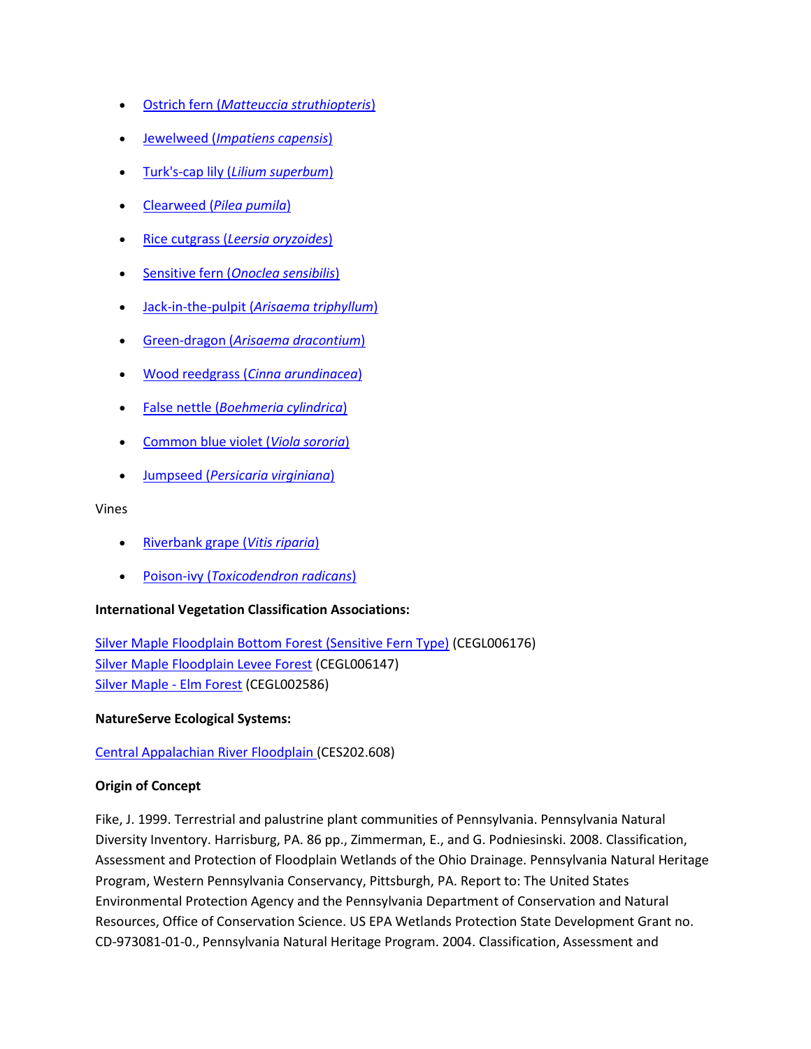- Ostrich fern (*Matteuccia struthiopteris*)
- Jewelweed (*Impatiens capensis*)
- Turk's-cap lily (*Lilium superbum*)
- Clearweed (*Pilea pumila*)
- Rice cutgrass (*Leersia oryzoides*)
- Sensitive fern (*Onoclea sensibilis*)
- Jack-in-the-pulpit (*Arisaema triphyllum*)
- Green-dragon (*Arisaema dracontium*)
- Wood reedgrass (*Cinna arundinacea*)
- False nettle (*Boehmeria cylindrica*)
- Common blue violet (*Viola sororia*)
- Jumpseed (*Persicaria virginiana*)

Vines

- Riverbank grape (*Vitis riparia*)
- Poison-ivy (*Toxicodendron radicans*)

**International Vegetation Classification Associations:**

Silver Maple Floodplain Bottom Forest (Sensitive Fern Type) (CEGL006176)
Silver Maple Floodplain Levee Forest (CEGL006147)
Silver Maple - Elm Forest (CEGL002586)

**NatureServe Ecological Systems:**

Central Appalachian River Floodplain (CES202.608)

**Origin of Concept**

Fike, J. 1999. Terrestrial and palustrine plant communities of Pennsylvania. Pennsylvania Natural Diversity Inventory. Harrisburg, PA. 86 pp., Zimmerman, E., and G. Podniesinski. 2008. Classification, Assessment and Protection of Floodplain Wetlands of the Ohio Drainage. Pennsylvania Natural Heritage Program, Western Pennsylvania Conservancy, Pittsburgh, PA. Report to: The United States Environmental Protection Agency and the Pennsylvania Department of Conservation and Natural Resources, Office of Conservation Science. US EPA Wetlands Protection State Development Grant no. CD-973081-01-0., Pennsylvania Natural Heritage Program. 2004. Classification, Assessment and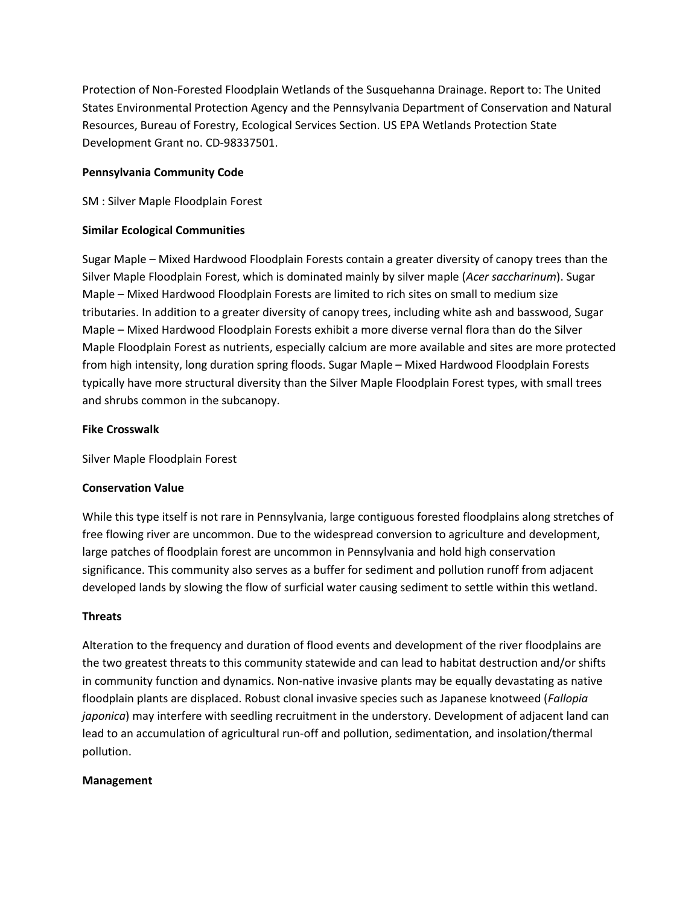Protection of Non-Forested Floodplain Wetlands of the Susquehanna Drainage. Report to: The United States Environmental Protection Agency and the Pennsylvania Department of Conservation and Natural Resources, Bureau of Forestry, Ecological Services Section. US EPA Wetlands Protection State Development Grant no. CD-98337501.

**Pennsylvania Community Code**

SM : Silver Maple Floodplain Forest

**Similar Ecological Communities**

Sugar Maple – Mixed Hardwood Floodplain Forests contain a greater diversity of canopy trees than the Silver Maple Floodplain Forest, which is dominated mainly by silver maple (*Acer saccharinum*). Sugar Maple – Mixed Hardwood Floodplain Forests are limited to rich sites on small to medium size tributaries. In addition to a greater diversity of canopy trees, including white ash and basswood, Sugar Maple – Mixed Hardwood Floodplain Forests exhibit a more diverse vernal flora than do the Silver Maple Floodplain Forest as nutrients, especially calcium are more available and sites are more protected from high intensity, long duration spring floods. Sugar Maple – Mixed Hardwood Floodplain Forests typically have more structural diversity than the Silver Maple Floodplain Forest types, with small trees and shrubs common in the subcanopy.

**Fike Crosswalk**

Silver Maple Floodplain Forest

**Conservation Value**

While this type itself is not rare in Pennsylvania, large contiguous forested floodplains along stretches of free flowing river are uncommon. Due to the widespread conversion to agriculture and development, large patches of floodplain forest are uncommon in Pennsylvania and hold high conservation significance. This community also serves as a buffer for sediment and pollution runoff from adjacent developed lands by slowing the flow of surficial water causing sediment to settle within this wetland.

**Threats**

Alteration to the frequency and duration of flood events and development of the river floodplains are the two greatest threats to this community statewide and can lead to habitat destruction and/or shifts in community function and dynamics. Non-native invasive plants may be equally devastating as native floodplain plants are displaced. Robust clonal invasive species such as Japanese knotweed (*Fallopia japonica*) may interfere with seedling recruitment in the understory. Development of adjacent land can lead to an accumulation of agricultural run-off and pollution, sedimentation, and insolation/thermal pollution.

**Management**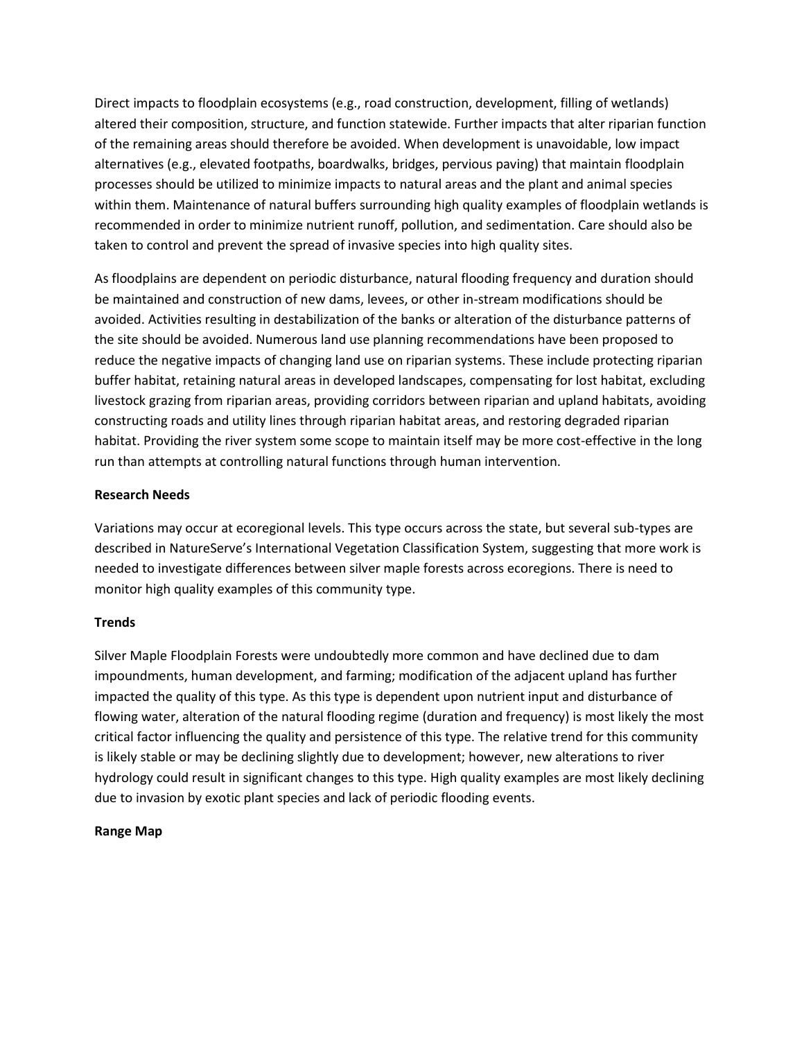Direct impacts to floodplain ecosystems (e.g., road construction, development, filling of wetlands) altered their composition, structure, and function statewide. Further impacts that alter riparian function of the remaining areas should therefore be avoided. When development is unavoidable, low impact alternatives (e.g., elevated footpaths, boardwalks, bridges, pervious paving) that maintain floodplain processes should be utilized to minimize impacts to natural areas and the plant and animal species within them. Maintenance of natural buffers surrounding high quality examples of floodplain wetlands is recommended in order to minimize nutrient runoff, pollution, and sedimentation. Care should also be taken to control and prevent the spread of invasive species into high quality sites.

As floodplains are dependent on periodic disturbance, natural flooding frequency and duration should be maintained and construction of new dams, levees, or other in-stream modifications should be avoided. Activities resulting in destabilization of the banks or alteration of the disturbance patterns of the site should be avoided. Numerous land use planning recommendations have been proposed to reduce the negative impacts of changing land use on riparian systems. These include protecting riparian buffer habitat, retaining natural areas in developed landscapes, compensating for lost habitat, excluding livestock grazing from riparian areas, providing corridors between riparian and upland habitats, avoiding constructing roads and utility lines through riparian habitat areas, and restoring degraded riparian habitat. Providing the river system some scope to maintain itself may be more cost-effective in the long run than attempts at controlling natural functions through human intervention.

**Research Needs**

Variations may occur at ecoregional levels. This type occurs across the state, but several sub-types are described in NatureServe's International Vegetation Classification System, suggesting that more work is needed to investigate differences between silver maple forests across ecoregions. There is need to monitor high quality examples of this community type.

**Trends**

Silver Maple Floodplain Forests were undoubtedly more common and have declined due to dam impoundments, human development, and farming; modification of the adjacent upland has further impacted the quality of this type. As this type is dependent upon nutrient input and disturbance of flowing water, alteration of the natural flooding regime (duration and frequency) is most likely the most critical factor influencing the quality and persistence of this type. The relative trend for this community is likely stable or may be declining slightly due to development; however, new alterations to river hydrology could result in significant changes to this type. High quality examples are most likely declining due to invasion by exotic plant species and lack of periodic flooding events.

**Range Map**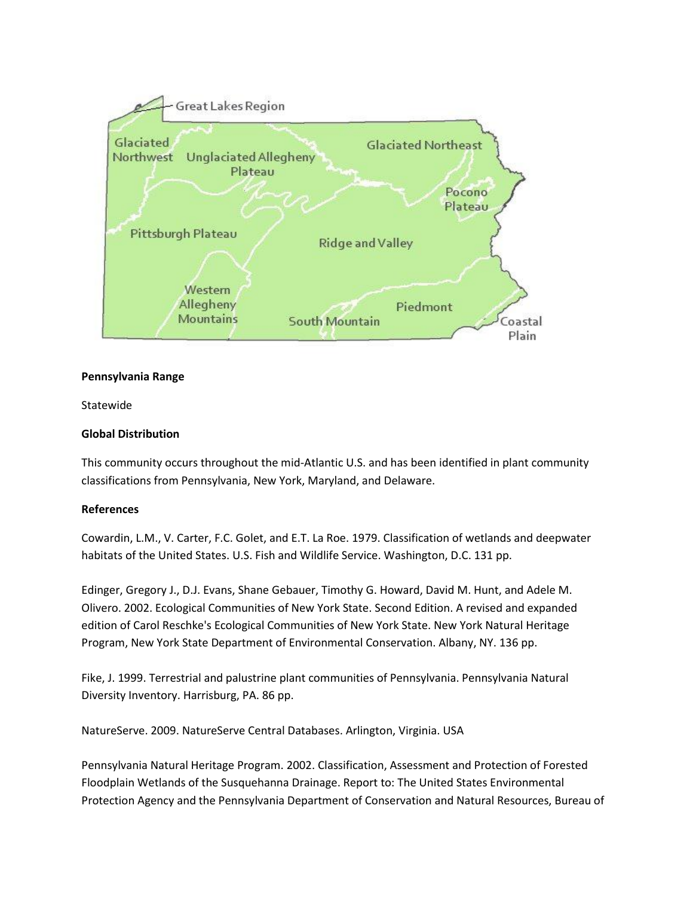**Pennsylvania Range**

Statewide

**Global Distribution**

This community occurs throughout the mid-Atlantic U.S. and has been identified in plant community classifications from Pennsylvania, New York, Maryland, and Delaware.

**References**

Cowardin, L.M., V. Carter, F.C. Golet, and E.T. La Roe. 1979. Classification of wetlands and deepwater habitats of the United States. U.S. Fish and Wildlife Service. Washington, D.C. 131 pp.

Edinger, Gregory J., D.J. Evans, Shane Gebauer, Timothy G. Howard, David M. Hunt, and Adele M. Olivero. 2002. Ecological Communities of New York State. Second Edition. A revised and expanded edition of Carol Reschke's Ecological Communities of New York State. New York Natural Heritage Program, New York State Department of Environmental Conservation. Albany, NY. 136 pp.

Fike, J. 1999. Terrestrial and palustrine plant communities of Pennsylvania. Pennsylvania Natural Diversity Inventory. Harrisburg, PA. 86 pp.

NatureServe. 2009. NatureServe Central Databases. Arlington, Virginia. USA

Pennsylvania Natural Heritage Program. 2002. Classification, Assessment and Protection of Forested Floodplain Wetlands of the Susquehanna Drainage. Report to: The United States Environmental Protection Agency and the Pennsylvania Department of Conservation and Natural Resources, Bureau of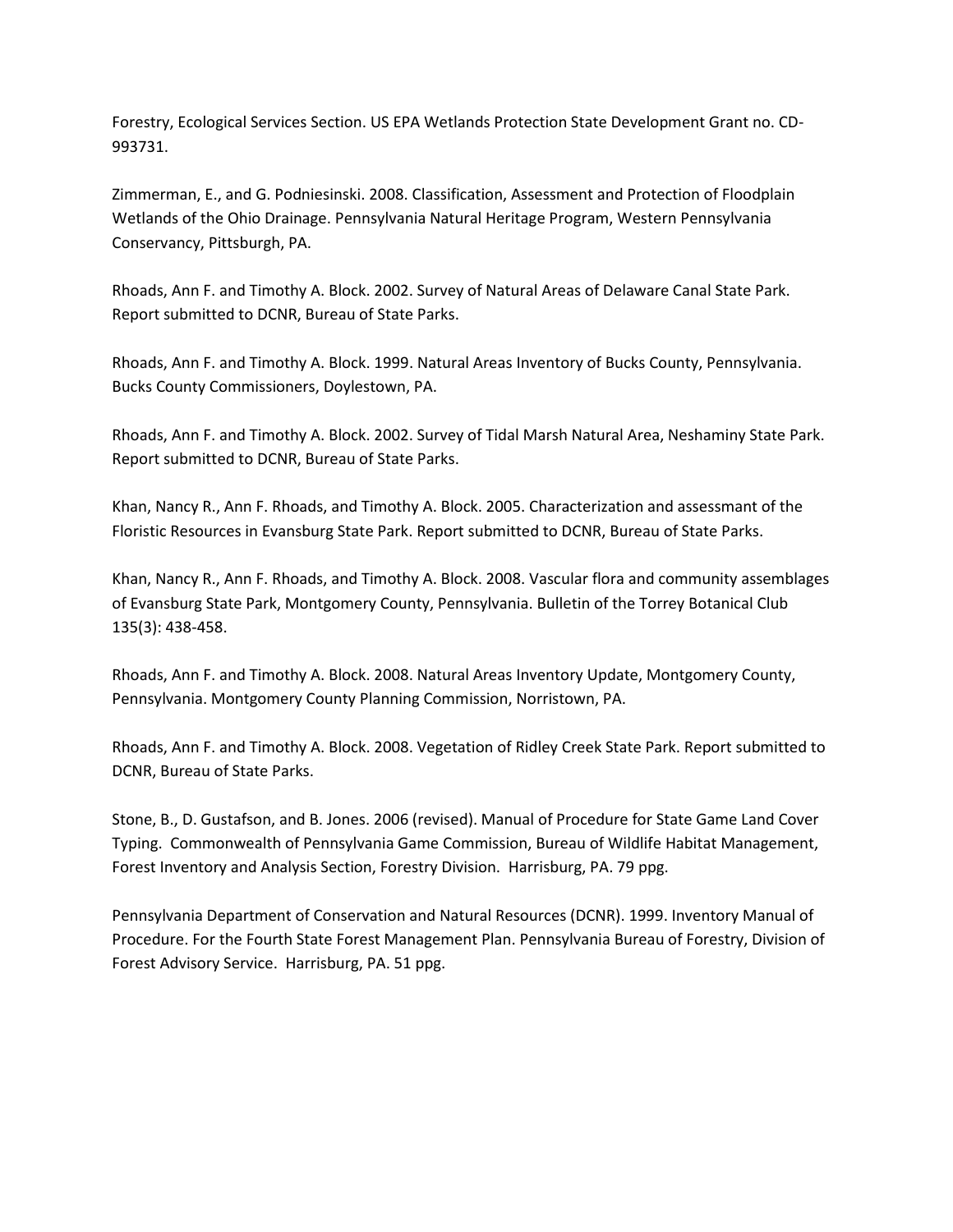Forestry, Ecological Services Section. US EPA Wetlands Protection State Development Grant no. CD-993731.

Zimmerman, E., and G. Podniesinski. 2008. Classification, Assessment and Protection of Floodplain Wetlands of the Ohio Drainage. Pennsylvania Natural Heritage Program, Western Pennsylvania Conservancy, Pittsburgh, PA.

Rhoads, Ann F. and Timothy A. Block. 2002. Survey of Natural Areas of Delaware Canal State Park. Report submitted to DCNR, Bureau of State Parks.

Rhoads, Ann F. and Timothy A. Block. 1999. Natural Areas Inventory of Bucks County, Pennsylvania. Bucks County Commissioners, Doylestown, PA.

Rhoads, Ann F. and Timothy A. Block. 2002. Survey of Tidal Marsh Natural Area, Neshaminy State Park. Report submitted to DCNR, Bureau of State Parks.

Khan, Nancy R., Ann F. Rhoads, and Timothy A. Block. 2005. Characterization and assessmant of the Floristic Resources in Evansburg State Park. Report submitted to DCNR, Bureau of State Parks.

Khan, Nancy R., Ann F. Rhoads, and Timothy A. Block. 2008. Vascular flora and community assemblages of Evansburg State Park, Montgomery County, Pennsylvania. Bulletin of the Torrey Botanical Club 135(3): 438-458.

Rhoads, Ann F. and Timothy A. Block. 2008. Natural Areas Inventory Update, Montgomery County, Pennsylvania. Montgomery County Planning Commission, Norristown, PA.

Rhoads, Ann F. and Timothy A. Block. 2008. Vegetation of Ridley Creek State Park. Report submitted to DCNR, Bureau of State Parks.

Stone, B., D. Gustafson, and B. Jones. 2006 (revised). Manual of Procedure for State Game Land Cover Typing. Commonwealth of Pennsylvania Game Commission, Bureau of Wildlife Habitat Management, Forest Inventory and Analysis Section, Forestry Division. Harrisburg, PA. 79 ppg.

Pennsylvania Department of Conservation and Natural Resources (DCNR). 1999. Inventory Manual of Procedure. For the Fourth State Forest Management Plan. Pennsylvania Bureau of Forestry, Division of Forest Advisory Service. Harrisburg, PA. 51 ppg.